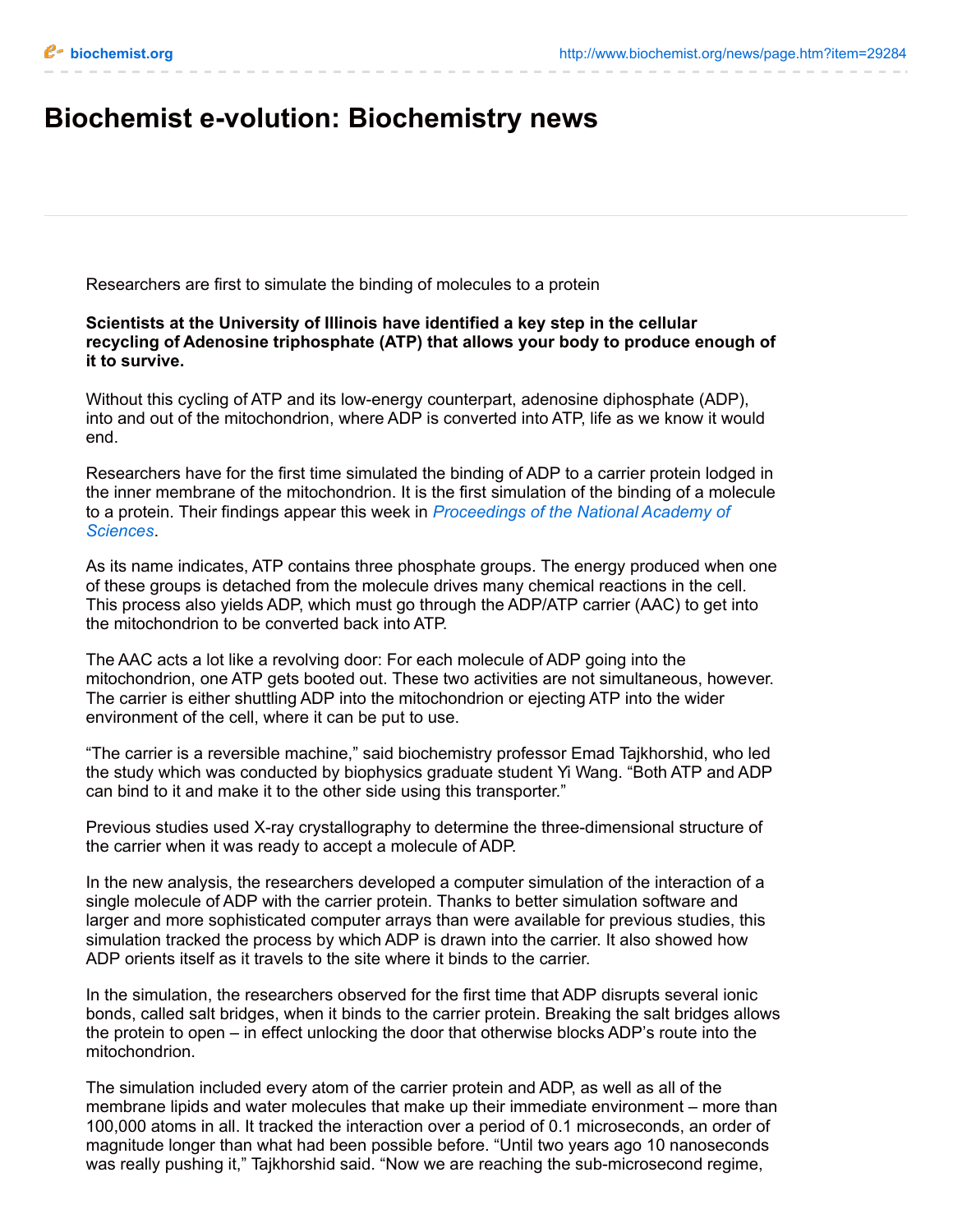# Biochemist e-volution: Biochemistry news

Researchers are first to simulate the binding of molecules to a protein

**Scientists at the University of Illinois have identified a key step in the cellular recycling of Adenosine triphosphate (ATP) that allows your body to produce enough of it to survive.**

Without this cycling of ATP and its low-energy counterpart, adenosine diphosphate (ADP), into and out of the mitochondrion, where ADP is converted into ATP, life as we know it would end.

Researchers have for the first time simulated the binding of ADP to a carrier protein lodged in the inner membrane of the mitochondrion. It is the first simulation of the binding of a molecule to a protein. Their findings appear this week in *Proceedings of the National Academy of Sciences*.

As its name indicates, ATP contains three phosphate groups. The energy produced when one of these groups is detached from the molecule drives many chemical reactions in the cell. This process also yields ADP, which must go through the ADP/ATP carrier (AAC) to get into the mitochondrion to be converted back into ATP.

The AAC acts a lot like a revolving door: For each molecule of ADP going into the mitochondrion, one ATP gets booted out. These two activities are not simultaneous, however. The carrier is either shuttling ADP into the mitochondrion or ejecting ATP into the wider environment of the cell, where it can be put to use.

"The carrier is a reversible machine," said biochemistry professor Emad Tajkhorshid, who led the study which was conducted by biophysics graduate student Yi Wang. "Both ATP and ADP can bind to it and make it to the other side using this transporter."

Previous studies used X-ray crystallography to determine the three-dimensional structure of the carrier when it was ready to accept a molecule of ADP.

In the new analysis, the researchers developed a computer simulation of the interaction of a single molecule of ADP with the carrier protein. Thanks to better simulation software and larger and more sophisticated computer arrays than were available for previous studies, this simulation tracked the process by which ADP is drawn into the carrier. It also showed how ADP orients itself as it travels to the site where it binds to the carrier.

In the simulation, the researchers observed for the first time that ADP disrupts several ionic bonds, called salt bridges, when it binds to the carrier protein. Breaking the salt bridges allows the protein to open – in effect unlocking the door that otherwise blocks ADP's route into the mitochondrion.

The simulation included every atom of the carrier protein and ADP, as well as all of the membrane lipids and water molecules that make up their immediate environment – more than 100,000 atoms in all. It tracked the interaction over a period of 0.1 microseconds, an order of magnitude longer than what had been possible before. "Until two years ago 10 nanoseconds was really pushing it," Tajkhorshid said. "Now we are reaching the sub-microsecond regime,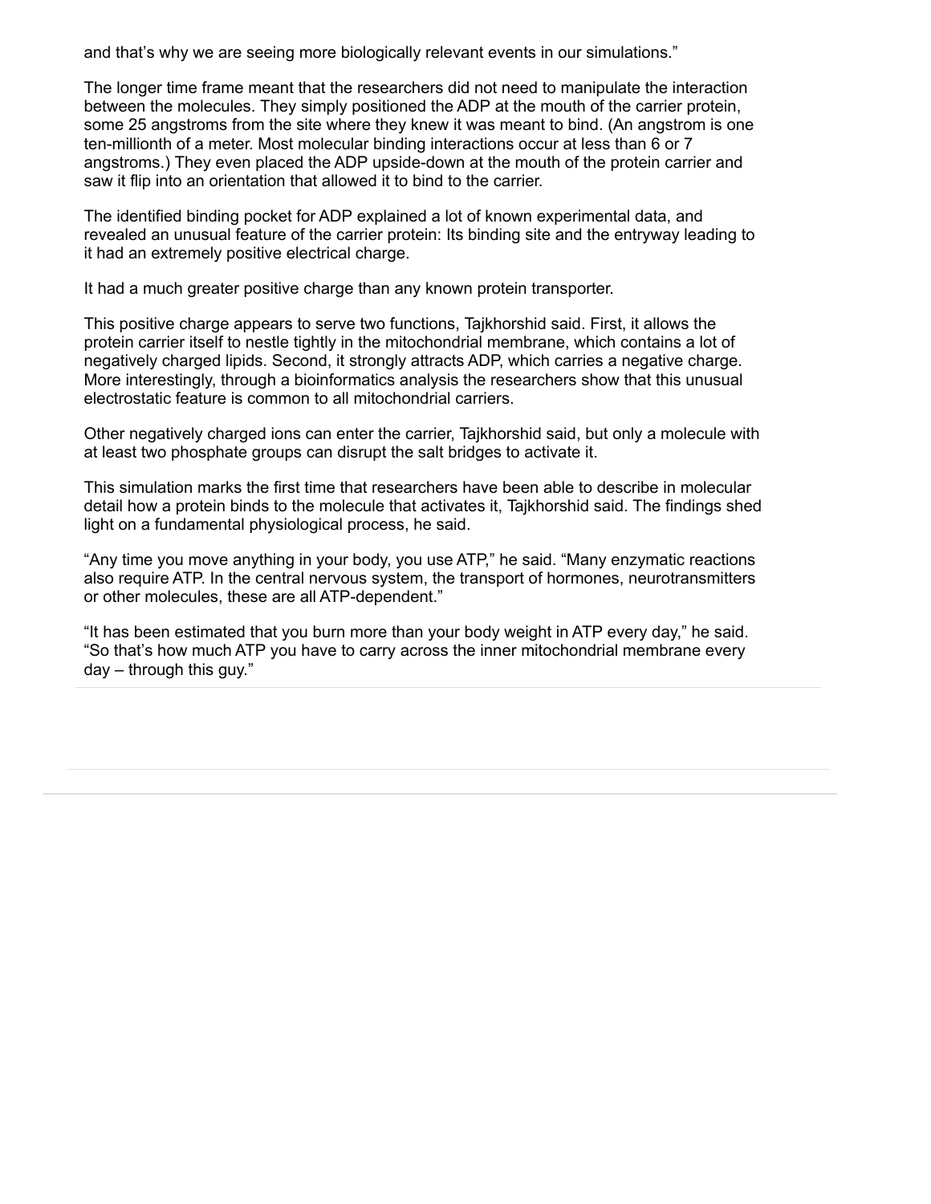and that's why we are seeing more biologically relevant events in our simulations."

The longer time frame meant that the researchers did not need to manipulate the interaction between the molecules. They simply positioned the ADP at the mouth of the carrier protein, some 25 angstroms from the site where they knew it was meant to bind. (An angstrom is one ten-millionth of a meter. Most molecular binding interactions occur at less than 6 or 7 angstroms.) They even placed the ADP upside-down at the mouth of the protein carrier and saw it flip into an orientation that allowed it to bind to the carrier.

The identified binding pocket for ADP explained a lot of known experimental data, and revealed an unusual feature of the carrier protein: Its binding site and the entryway leading to it had an extremely positive electrical charge.

It had a much greater positive charge than any known protein transporter.

This positive charge appears to serve two functions, Tajkhorshid said. First, it allows the protein carrier itself to nestle tightly in the mitochondrial membrane, which contains a lot of negatively charged lipids. Second, it strongly attracts ADP, which carries a negative charge. More interestingly, through a bioinformatics analysis the researchers show that this unusual electrostatic feature is common to all mitochondrial carriers.

Other negatively charged ions can enter the carrier, Tajkhorshid said, but only a molecule with at least two phosphate groups can disrupt the salt bridges to activate it.

This simulation marks the first time that researchers have been able to describe in molecular detail how a protein binds to the molecule that activates it, Tajkhorshid said. The findings shed light on a fundamental physiological process, he said.

"Any time you move anything in your body, you use ATP," he said. "Many enzymatic reactions also require ATP. In the central nervous system, the transport of hormones, neurotransmitters or other molecules, these are all ATP-dependent."

"It has been estimated that you burn more than your body weight in ATP every day," he said. "So that's how much ATP you have to carry across the inner mitochondrial membrane every day – through this guy."